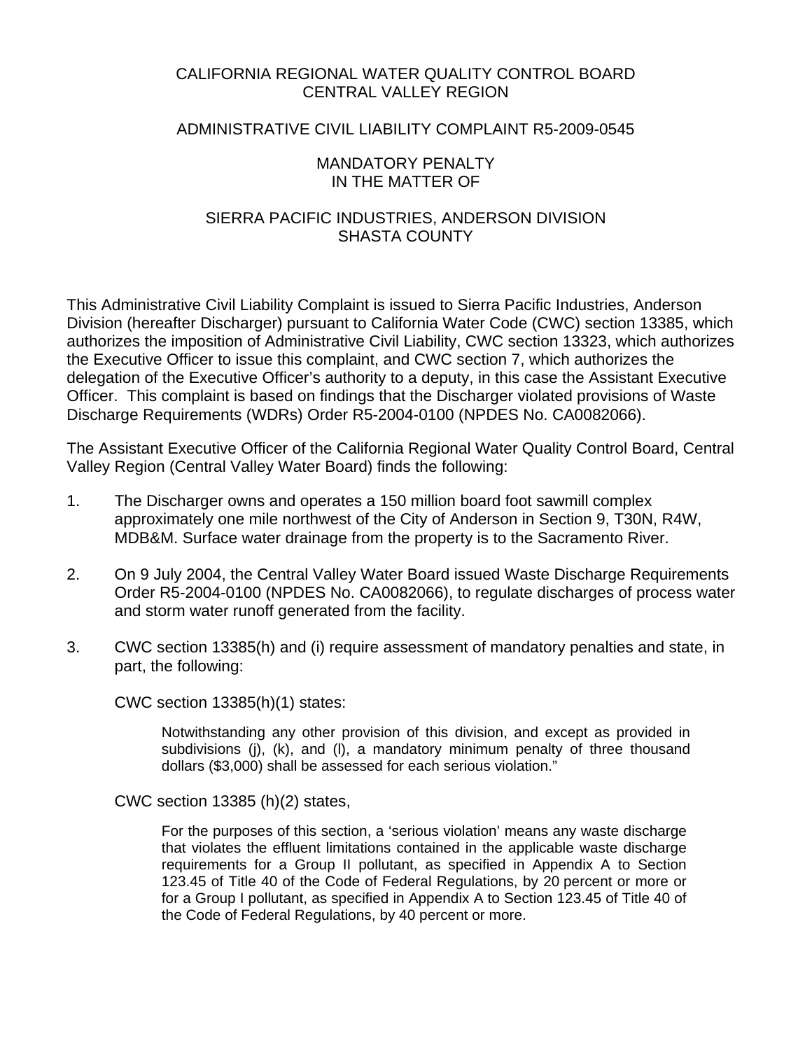# CALIFORNIA REGIONAL WATER QUALITY CONTROL BOARD
# CENTRAL VALLEY REGION

## ADMINISTRATIVE CIVIL LIABILITY COMPLAINT R5-2009-0545

## MANDATORY PENALTY
## IN THE MATTER OF

## SIERRA PACIFIC INDUSTRIES, ANDERSON DIVISION
## SHASTA COUNTY

This Administrative Civil Liability Complaint is issued to Sierra Pacific Industries, Anderson Division (hereafter Discharger) pursuant to California Water Code (CWC) section 13385, which authorizes the imposition of Administrative Civil Liability, CWC section 13323, which authorizes the Executive Officer to issue this complaint, and CWC section 7, which authorizes the delegation of the Executive Officer's authority to a deputy, in this case the Assistant Executive Officer. This complaint is based on findings that the Discharger violated provisions of Waste Discharge Requirements (WDRs) Order R5-2004-0100 (NPDES No. CA0082066).

The Assistant Executive Officer of the California Regional Water Quality Control Board, Central Valley Region (Central Valley Water Board) finds the following:

1. The Discharger owns and operates a 150 million board foot sawmill complex approximately one mile northwest of the City of Anderson in Section 9, T30N, R4W, MDB&M. Surface water drainage from the property is to the Sacramento River.

2. On 9 July 2004, the Central Valley Water Board issued Waste Discharge Requirements Order R5-2004-0100 (NPDES No. CA0082066), to regulate discharges of process water and storm water runoff generated from the facility.

3. CWC section 13385(h) and (i) require assessment of mandatory penalties and state, in part, the following:

   CWC section 13385(h)(1) states:

   > Notwithstanding any other provision of this division, and except as provided in subdivisions (j), (k), and (l), a mandatory minimum penalty of three thousand dollars ($3,000) shall be assessed for each serious violation."

   CWC section 13385 (h)(2) states,

   > For the purposes of this section, a 'serious violation' means any waste discharge that violates the effluent limitations contained in the applicable waste discharge requirements for a Group II pollutant, as specified in Appendix A to Section 123.45 of Title 40 of the Code of Federal Regulations, by 20 percent or more or for a Group I pollutant, as specified in Appendix A to Section 123.45 of Title 40 of the Code of Federal Regulations, by 40 percent or more.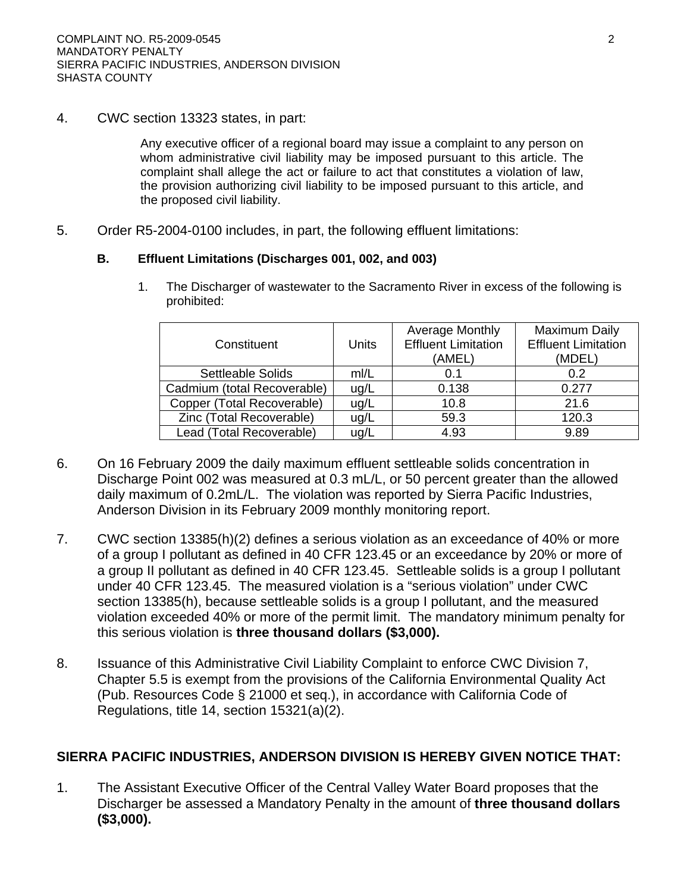4. CWC section 13323 states, in part:

> Any executive officer of a regional board may issue a complaint to any person on whom administrative civil liability may be imposed pursuant to this article. The complaint shall allege the act or failure to act that constitutes a violation of law, the provision authorizing civil liability to be imposed pursuant to this article, and the proposed civil liability.

5. Order R5-2004-0100 includes, in part, the following effluent limitations:

   **B. Effluent Limitations (Discharges 001, 002, and 003)**

   1. The Discharger of wastewater to the Sacramento River in excess of the following is prohibited:

| Constituent | Units | Average Monthly Effluent Limitation (AMEL) | Maximum Daily Effluent Limitation (MDEL) |
|---|---|---|---|
| Settleable Solids | ml/L | 0.1 | 0.2 |
| Cadmium (total Recoverable) | ug/L | 0.138 | 0.277 |
| Copper (Total Recoverable) | ug/L | 10.8 | 21.6 |
| Zinc (Total Recoverable) | ug/L | 59.3 | 120.3 |
| Lead (Total Recoverable) | ug/L | 4.93 | 9.89 |

6. On 16 February 2009 the daily maximum effluent settleable solids concentration in Discharge Point 002 was measured at 0.3 mL/L, or 50 percent greater than the allowed daily maximum of 0.2mL/L. The violation was reported by Sierra Pacific Industries, Anderson Division in its February 2009 monthly monitoring report.

7. CWC section 13385(h)(2) defines a serious violation as an exceedance of 40% or more of a group I pollutant as defined in 40 CFR 123.45 or an exceedance by 20% or more of a group II pollutant as defined in 40 CFR 123.45. Settleable solids is a group I pollutant under 40 CFR 123.45. The measured violation is a "serious violation" under CWC section 13385(h), because settleable solids is a group I pollutant, and the measured violation exceeded 40% or more of the permit limit. The mandatory minimum penalty for this serious violation is **three thousand dollars ($3,000).**

8. Issuance of this Administrative Civil Liability Complaint to enforce CWC Division 7, Chapter 5.5 is exempt from the provisions of the California Environmental Quality Act (Pub. Resources Code § 21000 et seq.), in accordance with California Code of Regulations, title 14, section 15321(a)(2).

**SIERRA PACIFIC INDUSTRIES, ANDERSON DIVISION IS HEREBY GIVEN NOTICE THAT:**

1. The Assistant Executive Officer of the Central Valley Water Board proposes that the Discharger be assessed a Mandatory Penalty in the amount of **three thousand dollars ($3,000).**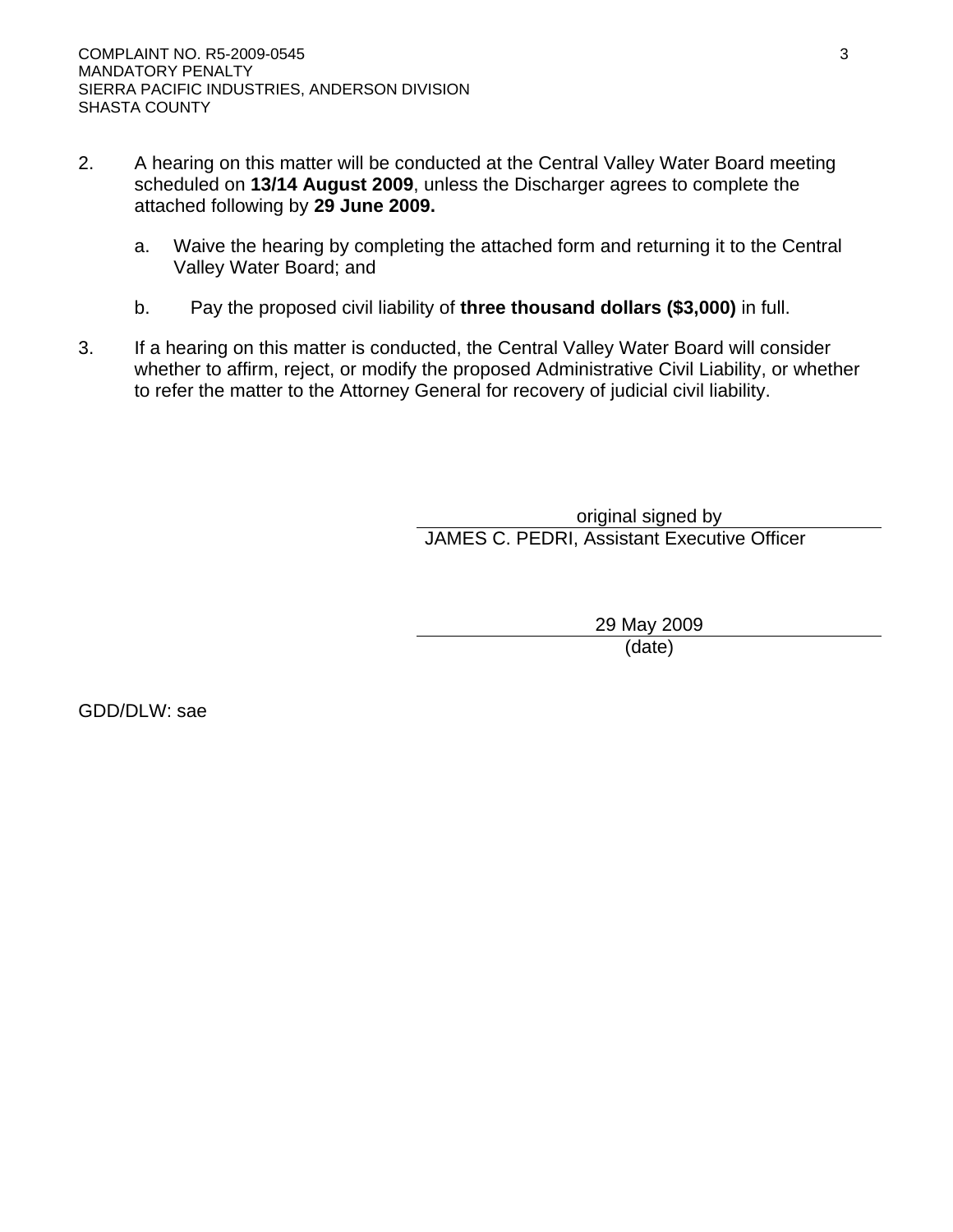2. A hearing on this matter will be conducted at the Central Valley Water Board meeting scheduled on **13/14 August 2009**, unless the Discharger agrees to complete the attached following by **29 June 2009.**

   a. Waive the hearing by completing the attached form and returning it to the Central Valley Water Board; and

   b. Pay the proposed civil liability of **three thousand dollars ($3,000)** in full.

3. If a hearing on this matter is conducted, the Central Valley Water Board will consider whether to affirm, reject, or modify the proposed Administrative Civil Liability, or whether to refer the matter to the Attorney General for recovery of judicial civil liability.

original signed by

JAMES C. PEDRI, Assistant Executive Officer

29 May 2009

(date)

GDD/DLW: sae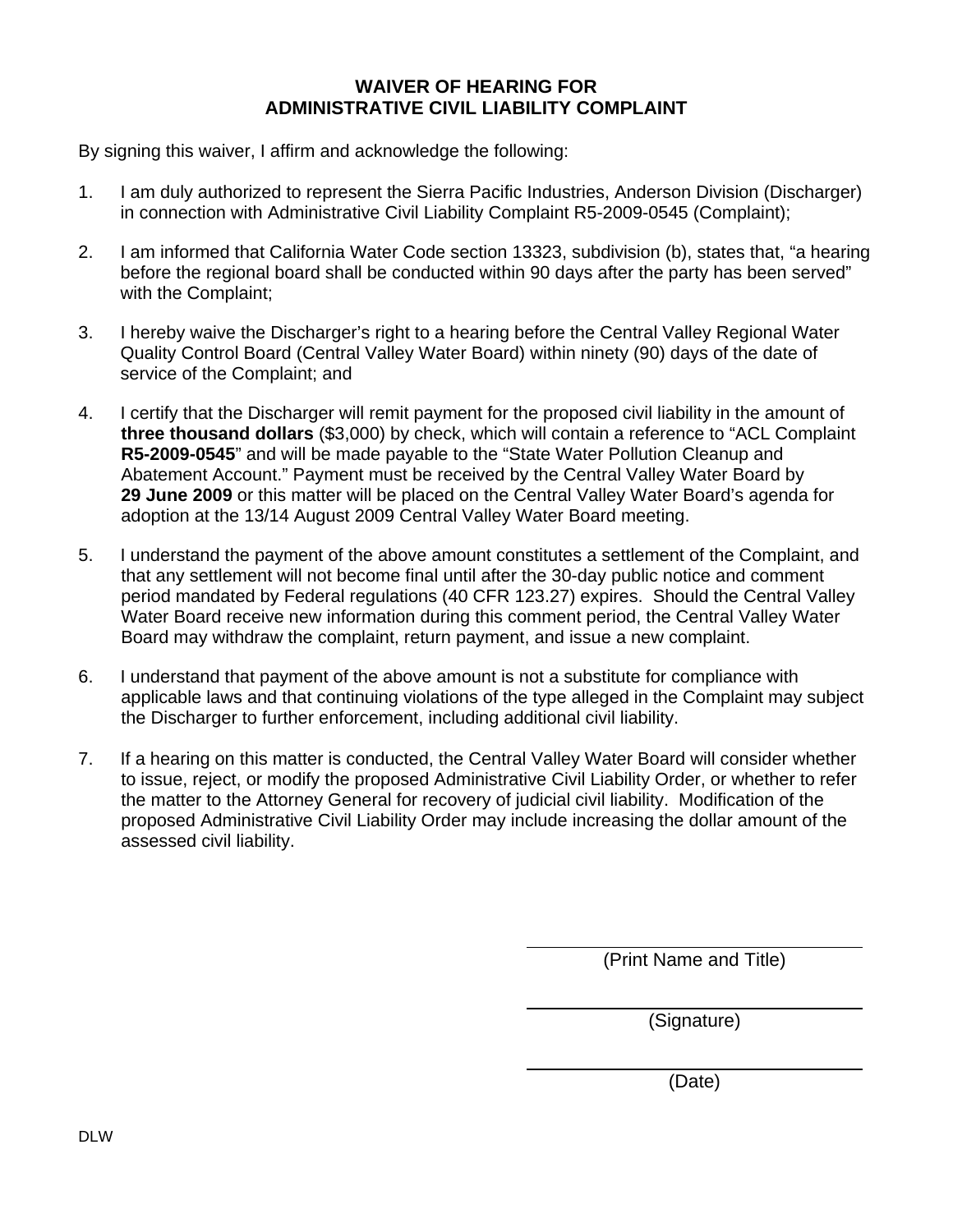# WAIVER OF HEARING FOR ADMINISTRATIVE CIVIL LIABILITY COMPLAINT

By signing this waiver, I affirm and acknowledge the following:

1. I am duly authorized to represent the Sierra Pacific Industries, Anderson Division (Discharger) in connection with Administrative Civil Liability Complaint R5-2009-0545 (Complaint);

2. I am informed that California Water Code section 13323, subdivision (b), states that, "a hearing before the regional board shall be conducted within 90 days after the party has been served" with the Complaint;

3. I hereby waive the Discharger's right to a hearing before the Central Valley Regional Water Quality Control Board (Central Valley Water Board) within ninety (90) days of the date of service of the Complaint; and

4. I certify that the Discharger will remit payment for the proposed civil liability in the amount of **three thousand dollars** ($3,000) by check, which will contain a reference to "ACL Complaint **R5-2009-0545**" and will be made payable to the "State Water Pollution Cleanup and Abatement Account." Payment must be received by the Central Valley Water Board by **29 June 2009** or this matter will be placed on the Central Valley Water Board's agenda for adoption at the 13/14 August 2009 Central Valley Water Board meeting.

5. I understand the payment of the above amount constitutes a settlement of the Complaint, and that any settlement will not become final until after the 30-day public notice and comment period mandated by Federal regulations (40 CFR 123.27) expires. Should the Central Valley Water Board receive new information during this comment period, the Central Valley Water Board may withdraw the complaint, return payment, and issue a new complaint.

6. I understand that payment of the above amount is not a substitute for compliance with applicable laws and that continuing violations of the type alleged in the Complaint may subject the Discharger to further enforcement, including additional civil liability.

7. If a hearing on this matter is conducted, the Central Valley Water Board will consider whether to issue, reject, or modify the proposed Administrative Civil Liability Order, or whether to refer the matter to the Attorney General for recovery of judicial civil liability. Modification of the proposed Administrative Civil Liability Order may include increasing the dollar amount of the assessed civil liability.

\_\_\_\_\_\_\_\_\_\_\_\_\_\_\_\_\_\_\_\_\_\_\_\_\_\_\_\_\_\_
(Print Name and Title)

\_\_\_\_\_\_\_\_\_\_\_\_\_\_\_\_\_\_\_\_\_\_\_\_\_\_\_\_\_\_
(Signature)

\_\_\_\_\_\_\_\_\_\_\_\_\_\_\_\_\_\_\_\_\_\_\_\_\_\_\_\_\_\_
(Date)

DLW